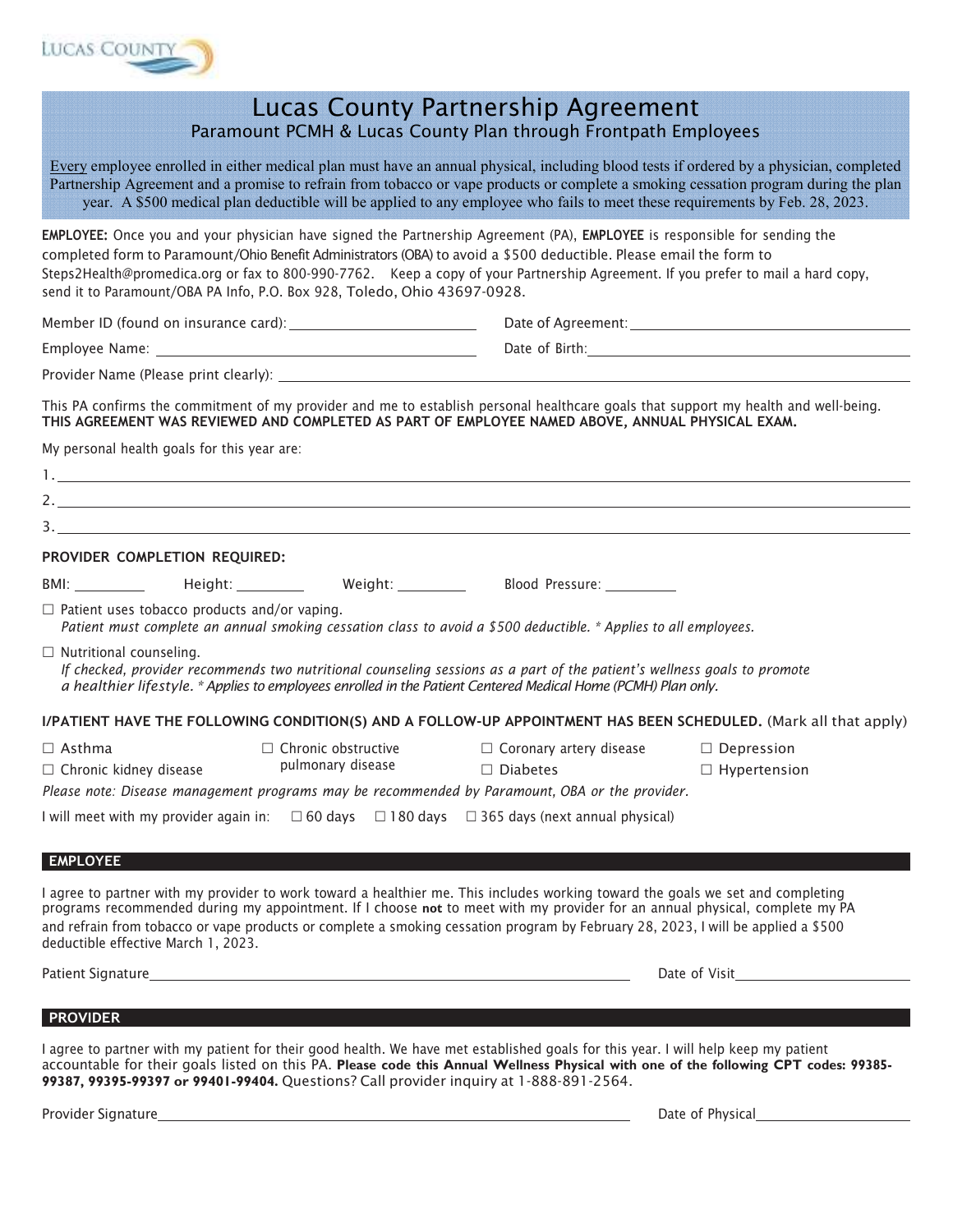LUCAS COUNTY

# Lucas County Partnership Agreement

## Paramount PCMH & Lucas County Plan through Frontpath Employees

Every employee enrolled in either medical plan must have an annual physical, including blood tests if ordered by a physician, completed Partnership Agreement and a promise to refrain from tobacco or vape products or complete a smoking cessation program during the plan year. A $500 medical plan deductible will be applied to any employee who fails to meet these requirements by Feb. 28, 2023.

**EMPLOYEE:** Once you and your physician have signed the Partnership Agreement (PA), **EMPLOYEE** is responsible for sending the completed form to Paramount/Ohio Benefit Administrators (OBA) to avoid a $500 deductible. Please email the form to Steps2Health@promedica.org or fax to 800-990-7762. Keep a copy of your Partnership Agreement. If you prefer to mail a hard copy, send it to Paramount/OBA PA Info, P.O. Box 928, Toledo, Ohio 43697-0928.

Member ID (found on insurance card): ______________________ Date of Agreement: ______________________

Employee Name: ______________________ Date of Birth: ______________________

Provider Name (Please print clearly): ______________________

This PA confirms the commitment of my provider and me to establish personal healthcare goals that support my health and well-being. **THIS AGREEMENT WAS REVIEWED AND COMPLETED AS PART OF EMPLOYEE NAMED ABOVE, ANNUAL PHYSICAL EXAM.**

My personal health goals for this year are:

1. ______________________
2. ______________________
3. ______________________

**PROVIDER COMPLETION REQUIRED:**

BMI: __________ Height: __________ Weight: __________ Blood Pressure: __________

☐ Patient uses tobacco products and/or vaping.
*Patient must complete an annual smoking cessation class to avoid a $500 deductible. * Applies to all employees.*

☐ Nutritional counseling.
*If checked, provider recommends two nutritional counseling sessions as a part of the patient's wellness goals to promote a healthier lifestyle. * Applies to employees enrolled in the Patient Centered Medical Home (PCMH) Plan only.*

**I/PATIENT HAVE THE FOLLOWING CONDITION(S) AND A FOLLOW-UP APPOINTMENT HAS BEEN SCHEDULED.** (Mark all that apply)

☐ Asthma ☐ Chronic obstructive pulmonary disease ☐ Coronary artery disease ☐ Depression
☐ Chronic kidney disease ☐ Diabetes ☐ Hypertension

*Please note: Disease management programs may be recommended by Paramount, OBA or the provider.*

I will meet with my provider again in: ☐ 60 days ☐ 180 days ☐ 365 days (next annual physical)

## EMPLOYEE

I agree to partner with my provider to work toward a healthier me. This includes working toward the goals we set and completing programs recommended during my appointment. If I choose **not** to meet with my provider for an annual physical, complete my PA and refrain from tobacco or vape products or complete a smoking cessation program by February 28, 2023, I will be applied a $500 deductible effective March 1, 2023.

Patient Signature ______________________ Date of Visit ______________________

## PROVIDER

I agree to partner with my patient for their good health. We have met established goals for this year. I will help keep my patient accountable for their goals listed on this PA. **Please code this Annual Wellness Physical with one of the following CPT codes: 99385-99387, 99395-99397 or 99401-99404.** Questions? Call provider inquiry at 1-888-891-2564.

Provider Signature ______________________ Date of Physical ______________________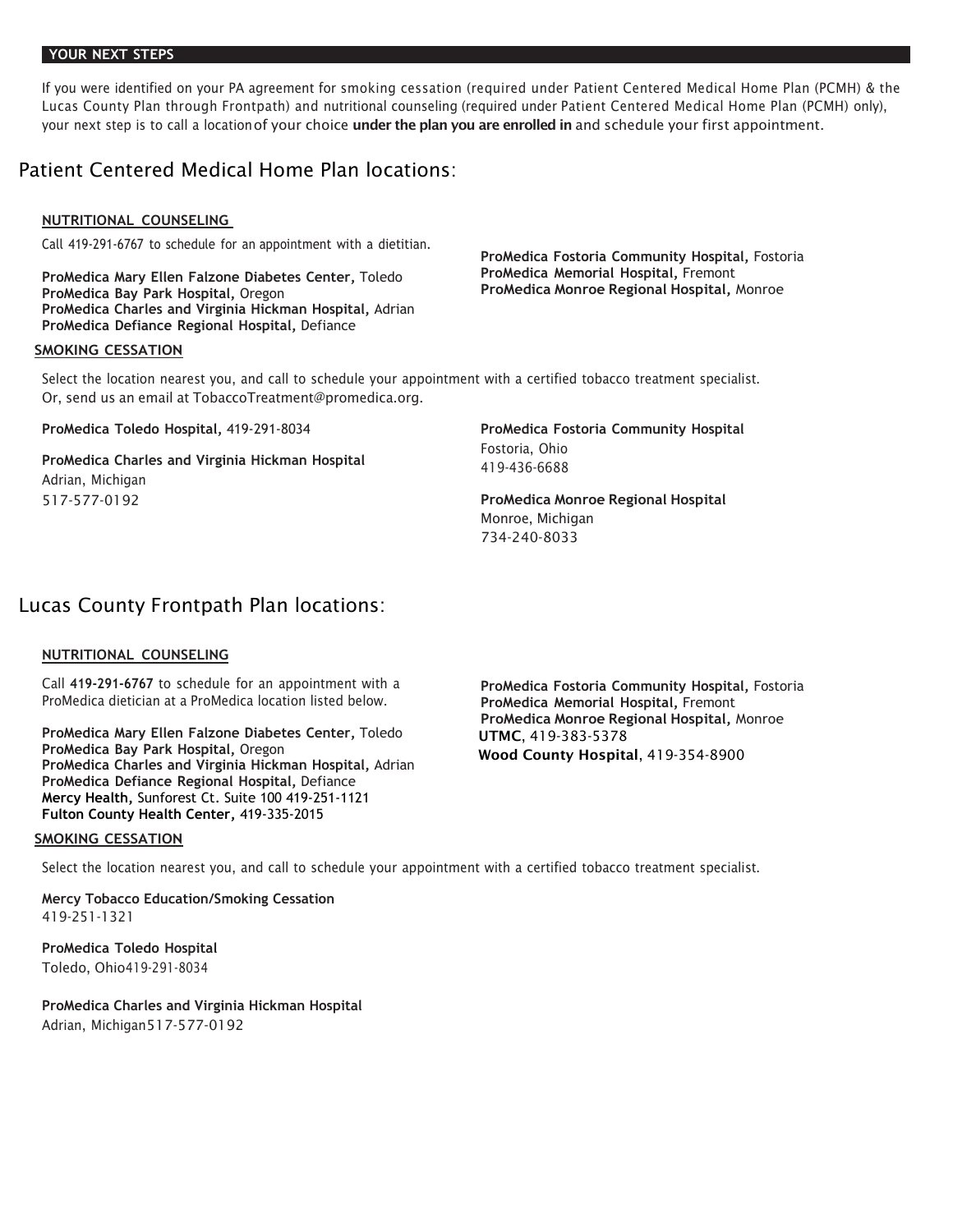**YOUR NEXT STEPS**

If you were identified on your PA agreement for smoking cessation (required under Patient Centered Medical Home Plan (PCMH) & the Lucas County Plan through Frontpath) and nutritional counseling (required under Patient Centered Medical Home Plan (PCMH) only), your next step is to call a location of your choice **under the plan you are enrolled in** and schedule your first appointment.

## Patient Centered Medical Home Plan locations:

### NUTRITIONAL COUNSELING

Call 419-291-6767 to schedule for an appointment with a dietitian.

**ProMedica Mary Ellen Falzone Diabetes Center,** Toledo
**ProMedica Bay Park Hospital,** Oregon
**ProMedica Charles and Virginia Hickman Hospital,** Adrian
**ProMedica Defiance Regional Hospital,** Defiance
**ProMedica Fostoria Community Hospital,** Fostoria
**ProMedica Memorial Hospital,** Fremont
**ProMedica Monroe Regional Hospital,** Monroe

### SMOKING CESSATION

Select the location nearest you, and call to schedule your appointment with a certified tobacco treatment specialist. Or, send us an email at TobaccoTreatment@promedica.org.

**ProMedica Toledo Hospital,** 419-291-8034

**ProMedica Charles and Virginia Hickman Hospital**
Adrian, Michigan
517-577-0192

**ProMedica Fostoria Community Hospital**
Fostoria, Ohio
419-436-6688

**ProMedica Monroe Regional Hospital**
Monroe, Michigan
734-240-8033

## Lucas County Frontpath Plan locations:

### NUTRITIONAL COUNSELING

Call **419-291-6767** to schedule for an appointment with a ProMedica dietician at a ProMedica location listed below.

**ProMedica Mary Ellen Falzone Diabetes Center,** Toledo
**ProMedica Bay Park Hospital,** Oregon
**ProMedica Charles and Virginia Hickman Hospital,** Adrian
**ProMedica Defiance Regional Hospital,** Defiance
**Mercy Health,** Sunforest Ct. Suite 100 419-251-1121
**Fulton County Health Center,** 419-335-2015
**ProMedica Fostoria Community Hospital,** Fostoria
**ProMedica Memorial Hospital,** Fremont
**ProMedica Monroe Regional Hospital,** Monroe
**UTMC**, 419-383-5378
**Wood County Hospital**, 419-354-8900

### SMOKING CESSATION

Select the location nearest you, and call to schedule your appointment with a certified tobacco treatment specialist.

**Mercy Tobacco Education/Smoking Cessation**
419-251-1321

**ProMedica Toledo Hospital**
Toledo, Ohio419-291-8034

**ProMedica Charles and Virginia Hickman Hospital**
Adrian, Michigan517-577-0192